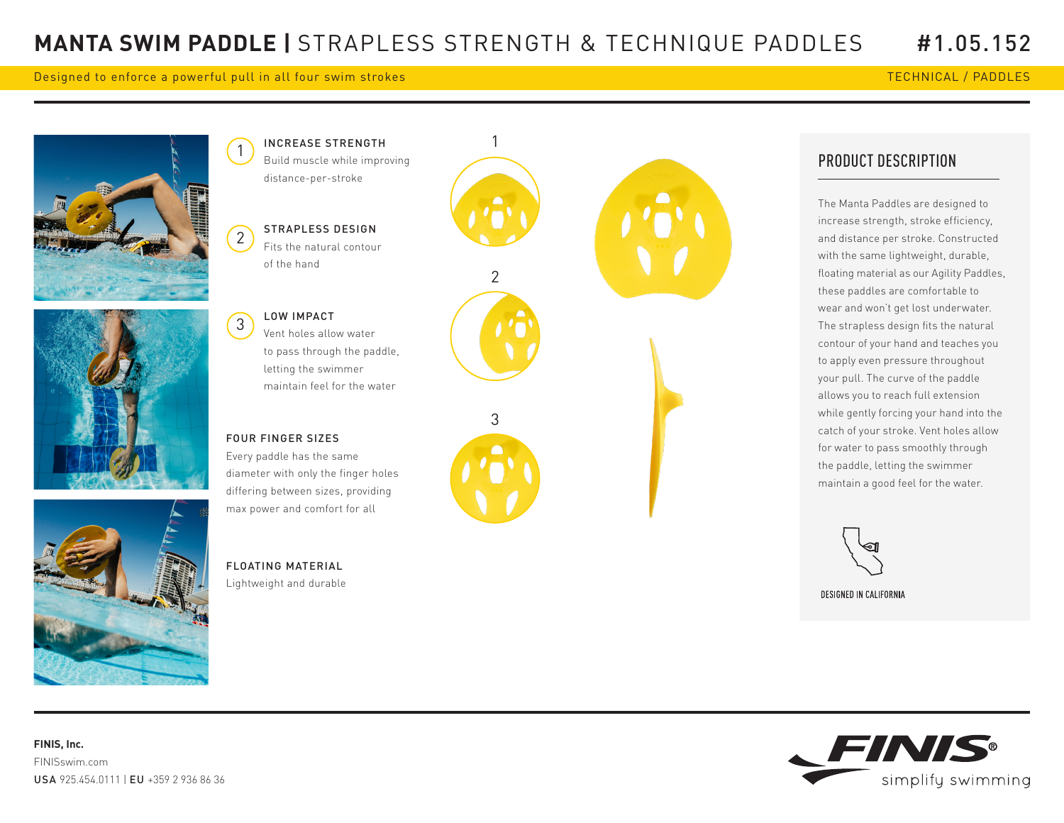# MANTA SWIM PADDLE | STRAPLESS STRENGTH & TECHNIQUE PADDLES #1.05.152

Designed to enforce a powerful pull in all four swim strokes

TECHNICAL / PADDLES

1. **INCREASE STRENGTH**
   Build muscle while improving distance-per-stroke

2. **STRAPLESS DESIGN**
   Fits the natural contour of the hand

3. **LOW IMPACT**
   Vent holes allow water to pass through the paddle, letting the swimmer maintain feel for the water

**FOUR FINGER SIZES**
Every paddle has the same diameter with only the finger holes differing between sizes, providing max power and comfort for all

**FLOATING MATERIAL**
Lightweight and durable

1

2

3

## PRODUCT DESCRIPTION

The Manta Paddles are designed to increase strength, stroke efficiency, and distance per stroke. Constructed with the same lightweight, durable, floating material as our Agility Paddles, these paddles are comfortable to wear and won't get lost underwater. The strapless design fits the natural contour of your hand and teaches you to apply even pressure throughout your pull. The curve of the paddle allows you to reach full extension while gently forcing your hand into the catch of your stroke. Vent holes allow for water to pass smoothly through the paddle, letting the swimmer maintain a good feel for the water.

DESIGNED IN CALIFORNIA

**FINIS, Inc.**
FINISswim.com
**USA** 925.454.0111 | **EU** +359 2 936 86 36

FINIS® simplify swimming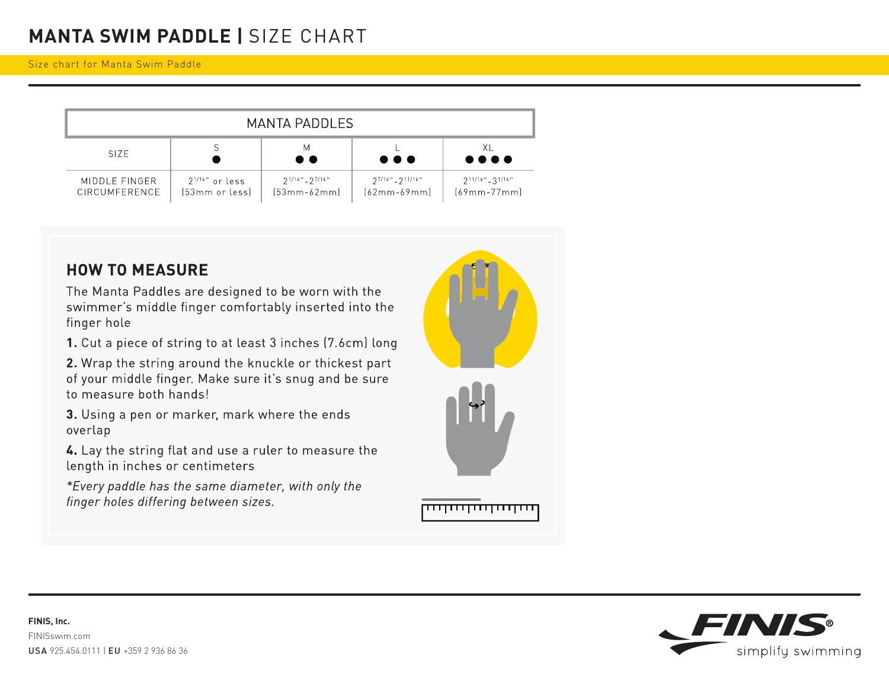# MANTA SWIM PADDLE | SIZE CHART

Size chart for Manta Swim Paddle

| MANTA PADDLES | | | | |
|---|---|---|---|---|
| SIZE | S ● | M ●● | L ●●● | XL ●●●● |
| MIDDLE FINGER CIRCUMFERENCE | $2^{1/16}$" or less (53mm or less) | $2^{1/16}$"-$2^{7/16}$" (53mm-62mm) | $2^{7/16}$"-$2^{11/16}$" (62mm-69mm) | $2^{11/16}$"-$3^{1/16}$" (69mm-77mm) |

## HOW TO MEASURE

The Manta Paddles are designed to be worn with the swimmer's middle finger comfortably inserted into the finger hole

**1.** Cut a piece of string to at least 3 inches (7.6cm) long

**2.** Wrap the string around the knuckle or thickest part of your middle finger. Make sure it's snug and be sure to measure both hands!

**3.** Using a pen or marker, mark where the ends overlap

**4.** Lay the string flat and use a ruler to measure the length in inches or centimeters

*\*Every paddle has the same diameter, with only the finger holes differing between sizes.*

**FINIS, Inc.**
FINISswim.com
**USA** 925.454.0111 | **EU** +359 2 936 86 36

FINIS® simplify swimming